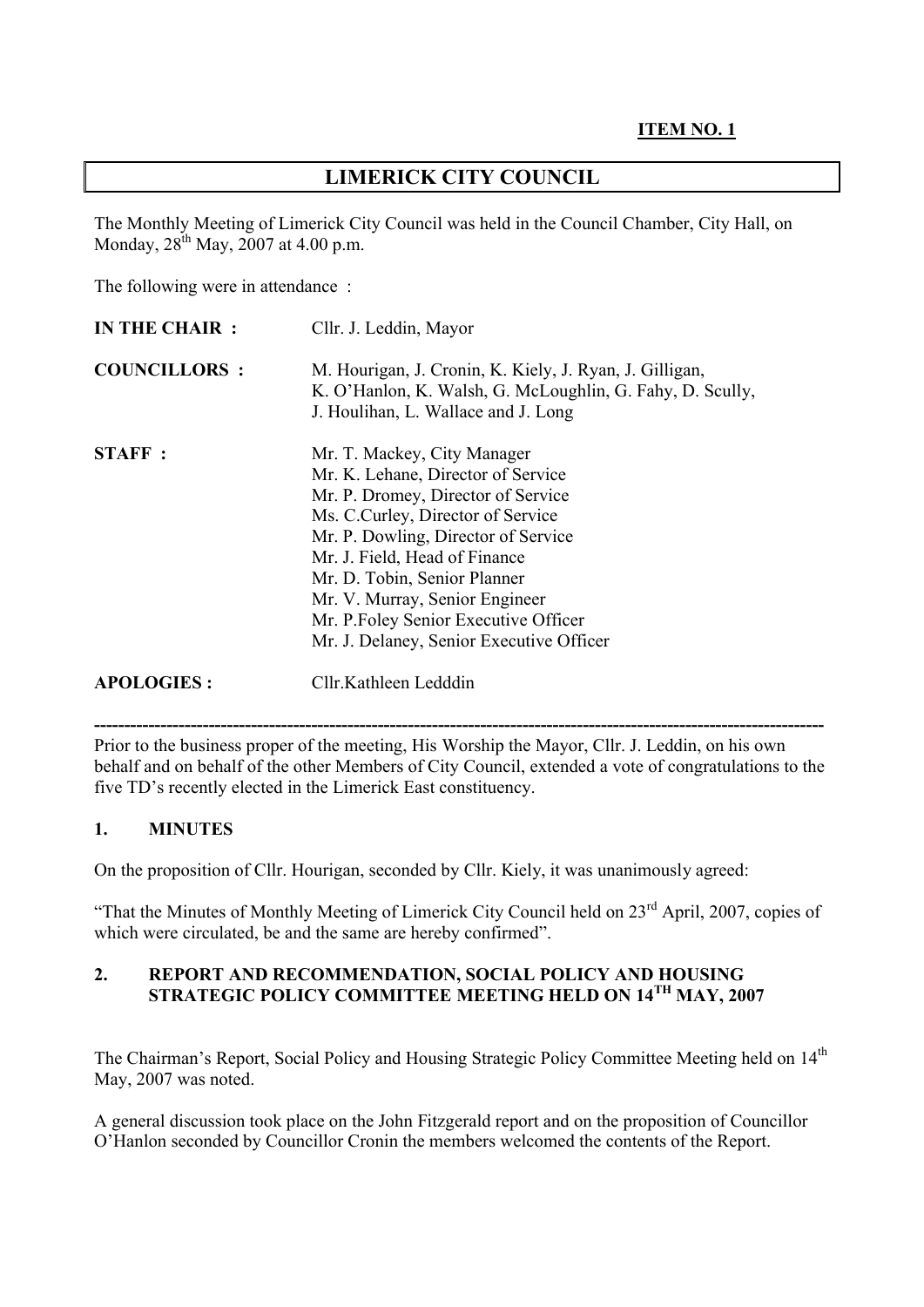**ITEM NO. 1**

# LIMERICK CITY COUNCIL

The Monthly Meeting of Limerick City Council was held in the Council Chamber, City Hall, on Monday, 28th May, 2007 at 4.00 p.m.

The following were in attendance :

| | |
|---|---|
| **IN THE CHAIR :** | Cllr. J. Leddin, Mayor |
| **COUNCILLORS :** | M. Hourigan, J. Cronin, K. Kiely, J. Ryan, J. Gilligan, K. O'Hanlon, K. Walsh, G. McLoughlin, G. Fahy, D. Scully, J. Houlihan, L. Wallace and J. Long |
| **STAFF :** | Mr. T. Mackey, City Manager<br>Mr. K. Lehane, Director of Service<br>Mr. P. Dromey, Director of Service<br>Ms. C.Curley, Director of Service<br>Mr. P. Dowling, Director of Service<br>Mr. J. Field, Head of Finance<br>Mr. D. Tobin, Senior Planner<br>Mr. V. Murray, Senior Engineer<br>Mr. P.Foley Senior Executive Officer<br>Mr. J. Delaney, Senior Executive Officer |
| **APOLOGIES :** | Cllr.Kathleen Ledddin |

---

Prior to the business proper of the meeting, His Worship the Mayor, Cllr. J. Leddin, on his own behalf and on behalf of the other Members of City Council, extended a vote of congratulations to the five TD's recently elected in the Limerick East constituency.

## 1. MINUTES

On the proposition of Cllr. Hourigan, seconded by Cllr. Kiely, it was unanimously agreed:

"That the Minutes of Monthly Meeting of Limerick City Council held on 23rd April, 2007, copies of which were circulated, be and the same are hereby confirmed".

## 2. REPORT AND RECOMMENDATION, SOCIAL POLICY AND HOUSING STRATEGIC POLICY COMMITTEE MEETING HELD ON 14TH MAY, 2007

The Chairman's Report, Social Policy and Housing Strategic Policy Committee Meeting held on 14th May, 2007 was noted.

A general discussion took place on the John Fitzgerald report and on the proposition of Councillor O'Hanlon seconded by Councillor Cronin the members welcomed the contents of the Report.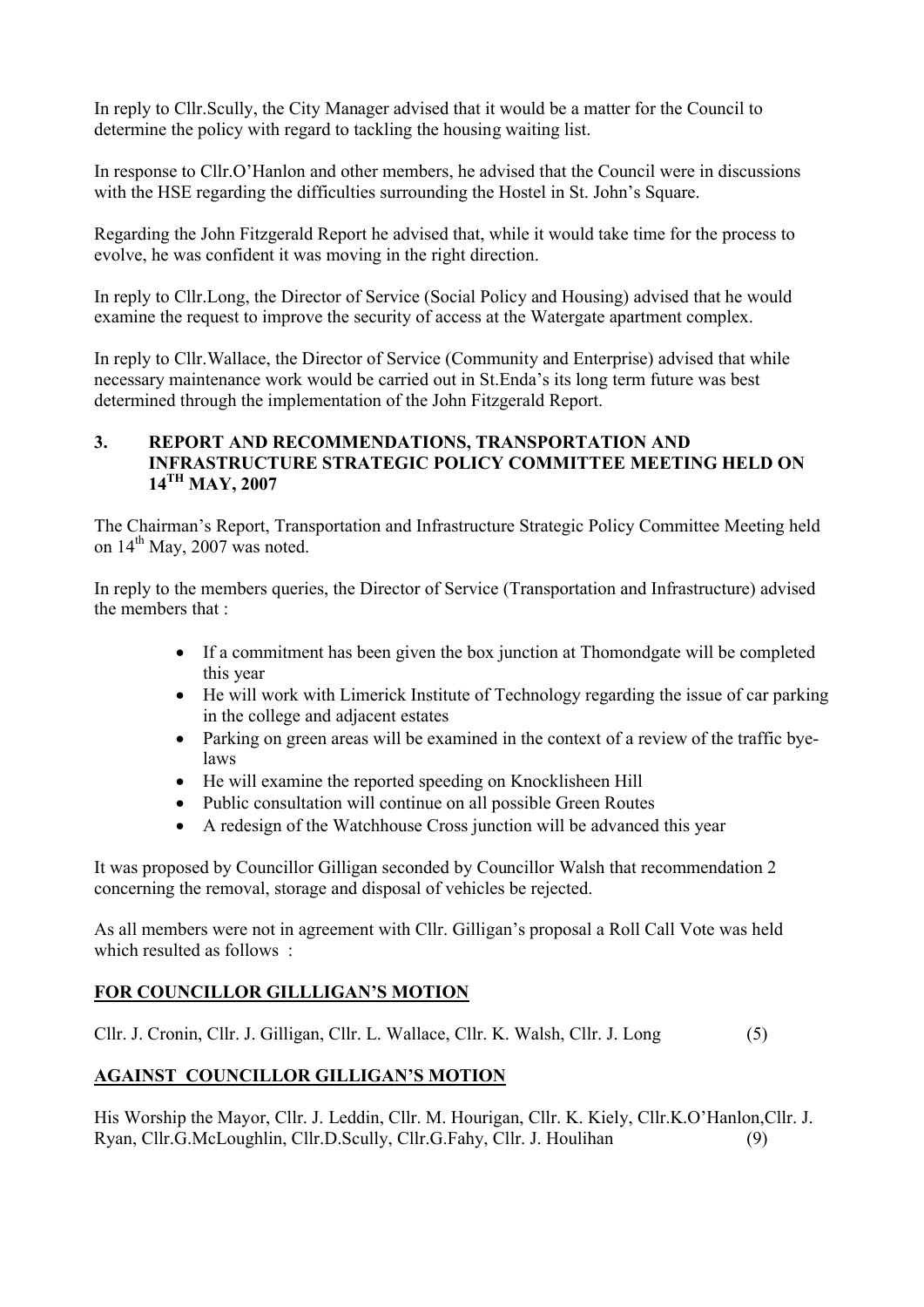In reply to Cllr.Scully, the City Manager advised that it would be a matter for the Council to determine the policy with regard to tackling the housing waiting list.

In response to Cllr.O'Hanlon and other members, he advised that the Council were in discussions with the HSE regarding the difficulties surrounding the Hostel in St. John's Square.

Regarding the John Fitzgerald Report he advised that, while it would take time for the process to evolve, he was confident it was moving in the right direction.

In reply to Cllr.Long, the Director of Service (Social Policy and Housing) advised that he would examine the request to improve the security of access at the Watergate apartment complex.

In reply to Cllr.Wallace, the Director of Service (Community and Enterprise) advised that while necessary maintenance work would be carried out in St.Enda's its long term future was best determined through the implementation of the John Fitzgerald Report.

### 3. REPORT AND RECOMMENDATIONS, TRANSPORTATION AND INFRASTRUCTURE STRATEGIC POLICY COMMITTEE MEETING HELD ON 14TH MAY, 2007

The Chairman's Report, Transportation and Infrastructure Strategic Policy Committee Meeting held on 14th May, 2007 was noted.

In reply to the members queries, the Director of Service (Transportation and Infrastructure) advised the members that :

- If a commitment has been given the box junction at Thomondgate will be completed this year
- He will work with Limerick Institute of Technology regarding the issue of car parking in the college and adjacent estates
- Parking on green areas will be examined in the context of a review of the traffic bye-laws
- He will examine the reported speeding on Knocklisheen Hill
- Public consultation will continue on all possible Green Routes
- A redesign of the Watchhouse Cross junction will be advanced this year

It was proposed by Councillor Gilligan seconded by Councillor Walsh that recommendation 2 concerning the removal, storage and disposal of vehicles be rejected.

As all members were not in agreement with Cllr. Gilligan's proposal a Roll Call Vote was held which resulted as follows :

**FOR COUNCILLOR GILLLIGAN'S MOTION**

Cllr. J. Cronin, Cllr. J. Gilligan, Cllr. L. Wallace, Cllr. K. Walsh, Cllr. J. Long (5)

**AGAINST COUNCILLOR GILLIGAN'S MOTION**

His Worship the Mayor, Cllr. J. Leddin, Cllr. M. Hourigan, Cllr. K. Kiely, Cllr.K.O'Hanlon,Cllr. J. Ryan, Cllr.G.McLoughlin, Cllr.D.Scully, Cllr.G.Fahy, Cllr. J. Houlihan (9)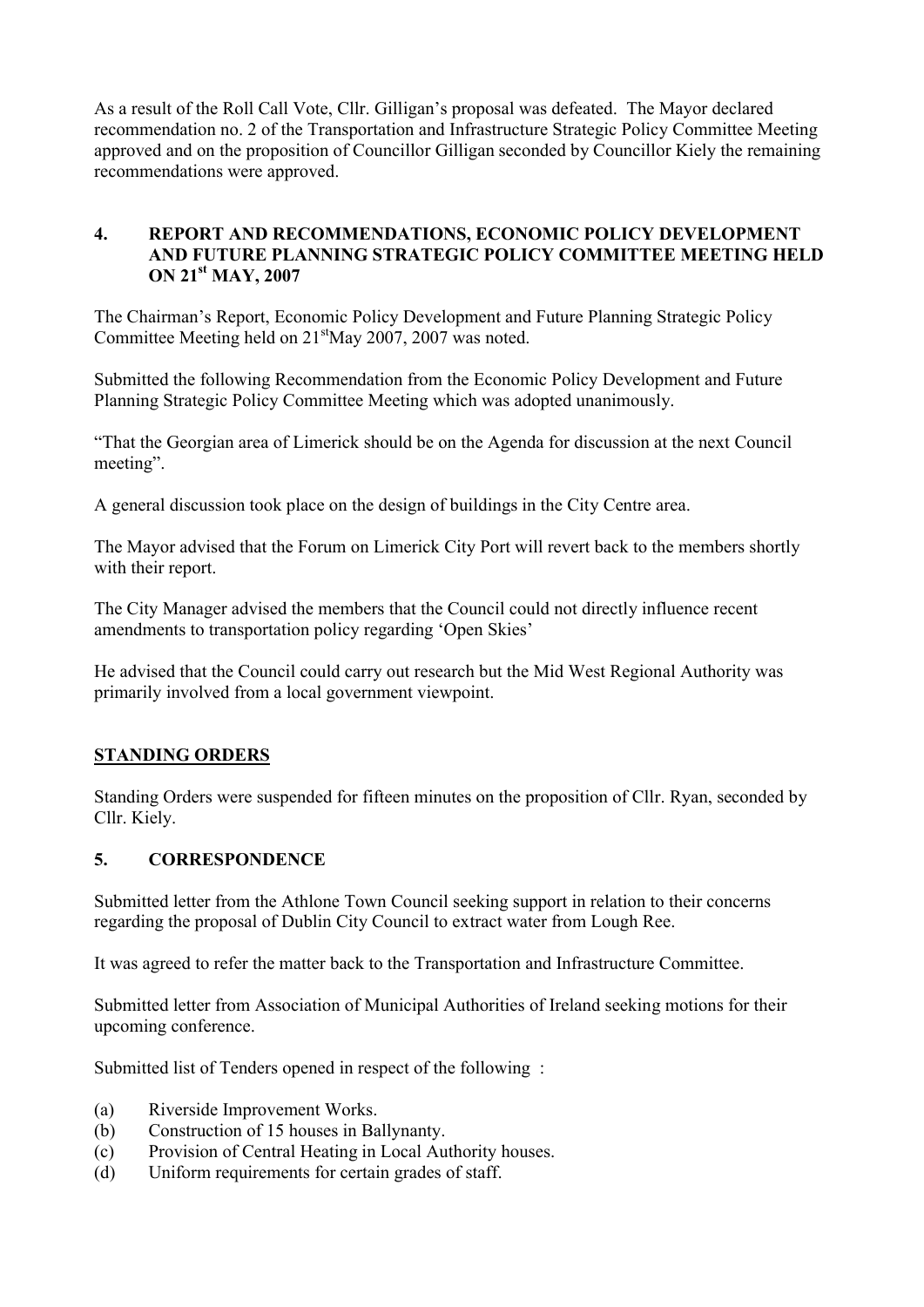As a result of the Roll Call Vote, Cllr. Gilligan's proposal was defeated. The Mayor declared recommendation no. 2 of the Transportation and Infrastructure Strategic Policy Committee Meeting approved and on the proposition of Councillor Gilligan seconded by Councillor Kiely the remaining recommendations were approved.

## 4. REPORT AND RECOMMENDATIONS, ECONOMIC POLICY DEVELOPMENT AND FUTURE PLANNING STRATEGIC POLICY COMMITTEE MEETING HELD ON 21st MAY, 2007

The Chairman's Report, Economic Policy Development and Future Planning Strategic Policy Committee Meeting held on 21st May 2007, 2007 was noted.

Submitted the following Recommendation from the Economic Policy Development and Future Planning Strategic Policy Committee Meeting which was adopted unanimously.

"That the Georgian area of Limerick should be on the Agenda for discussion at the next Council meeting".

A general discussion took place on the design of buildings in the City Centre area.

The Mayor advised that the Forum on Limerick City Port will revert back to the members shortly with their report.

The City Manager advised the members that the Council could not directly influence recent amendments to transportation policy regarding 'Open Skies'

He advised that the Council could carry out research but the Mid West Regional Authority was primarily involved from a local government viewpoint.

## STANDING ORDERS

Standing Orders were suspended for fifteen minutes on the proposition of Cllr. Ryan, seconded by Cllr. Kiely.

## 5. CORRESPONDENCE

Submitted letter from the Athlone Town Council seeking support in relation to their concerns regarding the proposal of Dublin City Council to extract water from Lough Ree.

It was agreed to refer the matter back to the Transportation and Infrastructure Committee.

Submitted letter from Association of Municipal Authorities of Ireland seeking motions for their upcoming conference.

Submitted list of Tenders opened in respect of the following :

(a) Riverside Improvement Works.
(b) Construction of 15 houses in Ballynanty.
(c) Provision of Central Heating in Local Authority houses.
(d) Uniform requirements for certain grades of staff.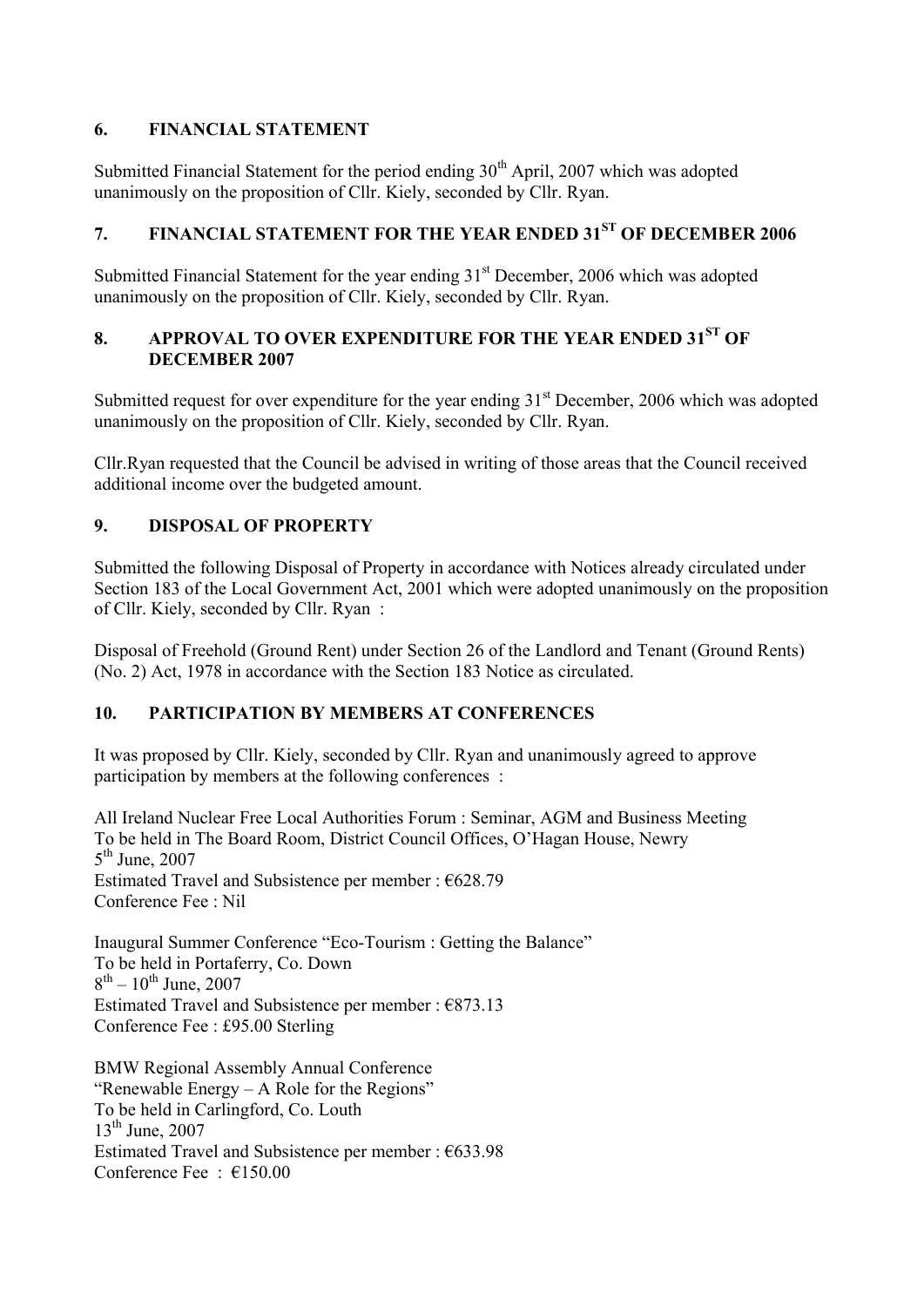## 6. FINANCIAL STATEMENT

Submitted Financial Statement for the period ending 30th April, 2007 which was adopted unanimously on the proposition of Cllr. Kiely, seconded by Cllr. Ryan.

## 7. FINANCIAL STATEMENT FOR THE YEAR ENDED 31ST OF DECEMBER 2006

Submitted Financial Statement for the year ending 31st December, 2006 which was adopted unanimously on the proposition of Cllr. Kiely, seconded by Cllr. Ryan.

## 8. APPROVAL TO OVER EXPENDITURE FOR THE YEAR ENDED 31ST OF DECEMBER 2007

Submitted request for over expenditure for the year ending 31st December, 2006 which was adopted unanimously on the proposition of Cllr. Kiely, seconded by Cllr. Ryan.

Cllr.Ryan requested that the Council be advised in writing of those areas that the Council received additional income over the budgeted amount.

## 9. DISPOSAL OF PROPERTY

Submitted the following Disposal of Property in accordance with Notices already circulated under Section 183 of the Local Government Act, 2001 which were adopted unanimously on the proposition of Cllr. Kiely, seconded by Cllr. Ryan :

Disposal of Freehold (Ground Rent) under Section 26 of the Landlord and Tenant (Ground Rents) (No. 2) Act, 1978 in accordance with the Section 183 Notice as circulated.

## 10. PARTICIPATION BY MEMBERS AT CONFERENCES

It was proposed by Cllr. Kiely, seconded by Cllr. Ryan and unanimously agreed to approve participation by members at the following conferences :

All Ireland Nuclear Free Local Authorities Forum : Seminar, AGM and Business Meeting
To be held in The Board Room, District Council Offices, O'Hagan House, Newry
5th June, 2007
Estimated Travel and Subsistence per member : €628.79
Conference Fee : Nil

Inaugural Summer Conference "Eco-Tourism : Getting the Balance"
To be held in Portaferry, Co. Down
8th – 10th June, 2007
Estimated Travel and Subsistence per member : €873.13
Conference Fee : £95.00 Sterling

BMW Regional Assembly Annual Conference
"Renewable Energy – A Role for the Regions"
To be held in Carlingford, Co. Louth
13th June, 2007
Estimated Travel and Subsistence per member : €633.98
Conference Fee : €150.00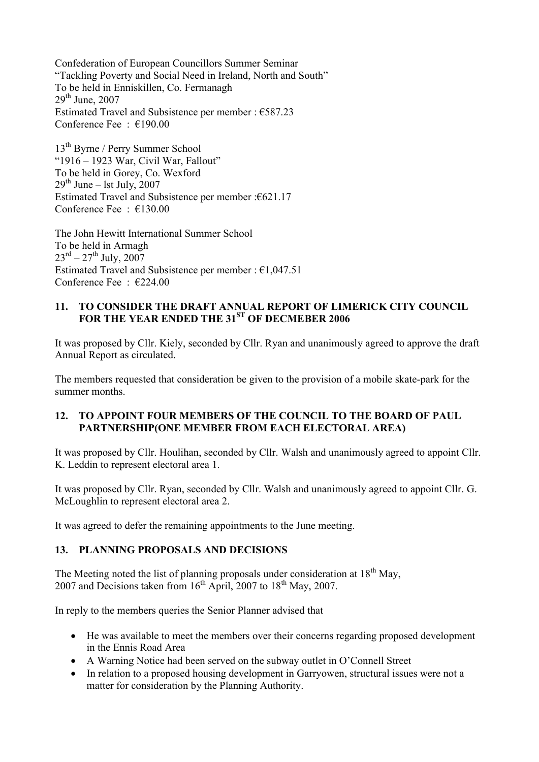Confederation of European Councillors Summer Seminar
"Tackling Poverty and Social Need in Ireland, North and South"
To be held in Enniskillen, Co. Fermanagh
29th June, 2007
Estimated Travel and Subsistence per member : €587.23
Conference Fee : €190.00

13th Byrne / Perry Summer School
"1916 – 1923 War, Civil War, Fallout"
To be held in Gorey, Co. Wexford
29th June – lst July, 2007
Estimated Travel and Subsistence per member :€621.17
Conference Fee : €130.00

The John Hewitt International Summer School
To be held in Armagh
23rd – 27th July, 2007
Estimated Travel and Subsistence per member : €1,047.51
Conference Fee : €224.00

## 11. TO CONSIDER THE DRAFT ANNUAL REPORT OF LIMERICK CITY COUNCIL FOR THE YEAR ENDED THE 31ST OF DECMEBER 2006

It was proposed by Cllr. Kiely, seconded by Cllr. Ryan and unanimously agreed to approve the draft Annual Report as circulated.

The members requested that consideration be given to the provision of a mobile skate-park for the summer months.

## 12. TO APPOINT FOUR MEMBERS OF THE COUNCIL TO THE BOARD OF PAUL PARTNERSHIP(ONE MEMBER FROM EACH ELECTORAL AREA)

It was proposed by Cllr. Houlihan, seconded by Cllr. Walsh and unanimously agreed to appoint Cllr. K. Leddin to represent electoral area 1.

It was proposed by Cllr. Ryan, seconded by Cllr. Walsh and unanimously agreed to appoint Cllr. G. McLoughlin to represent electoral area 2.

It was agreed to defer the remaining appointments to the June meeting.

## 13. PLANNING PROPOSALS AND DECISIONS

The Meeting noted the list of planning proposals under consideration at 18th May, 2007 and Decisions taken from 16th April, 2007 to 18th May, 2007.

In reply to the members queries the Senior Planner advised that

- He was available to meet the members over their concerns regarding proposed development in the Ennis Road Area
- A Warning Notice had been served on the subway outlet in O'Connell Street
- In relation to a proposed housing development in Garryowen, structural issues were not a matter for consideration by the Planning Authority.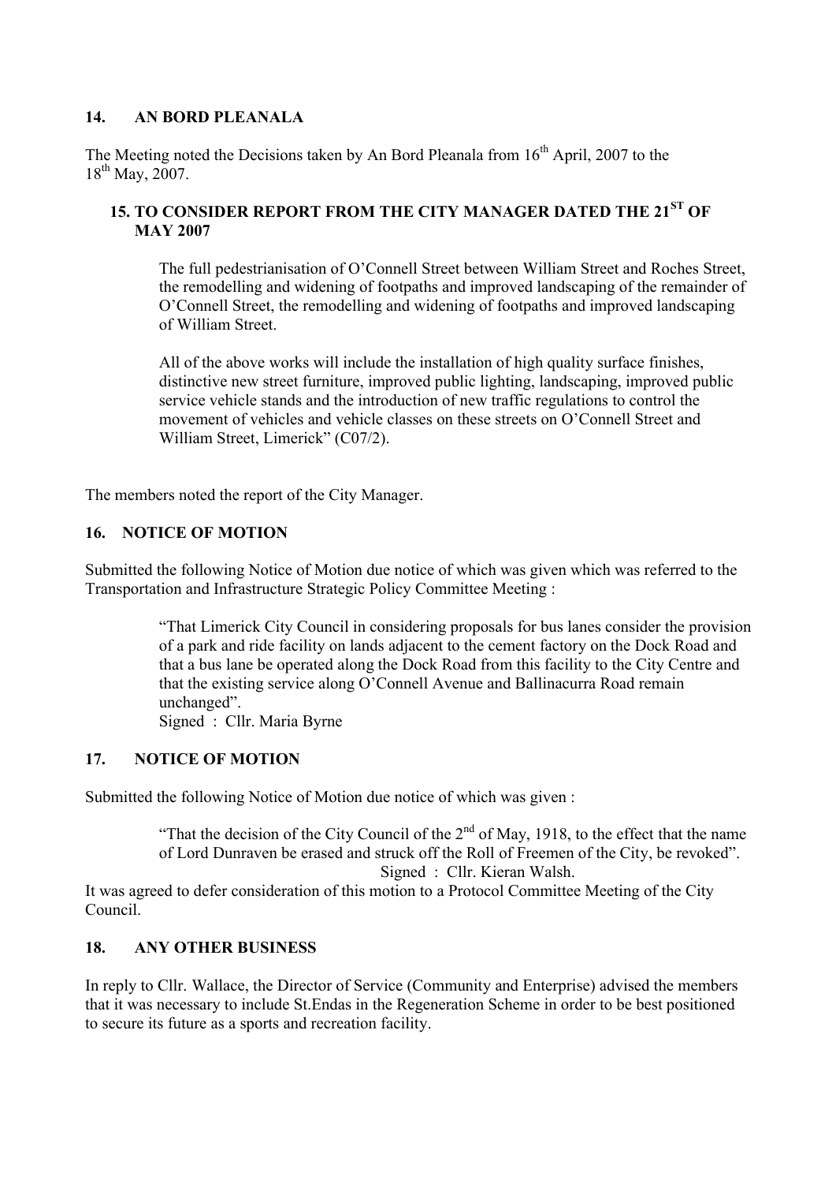## 14. AN BORD PLEANALA

The Meeting noted the Decisions taken by An Bord Pleanala from 16th April, 2007 to the 18th May, 2007.

## 15. TO CONSIDER REPORT FROM THE CITY MANAGER DATED THE 21ST OF MAY 2007

> The full pedestrianisation of O'Connell Street between William Street and Roches Street, the remodelling and widening of footpaths and improved landscaping of the remainder of O'Connell Street, the remodelling and widening of footpaths and improved landscaping of William Street.
>
> All of the above works will include the installation of high quality surface finishes, distinctive new street furniture, improved public lighting, landscaping, improved public service vehicle stands and the introduction of new traffic regulations to control the movement of vehicles and vehicle classes on these streets on O'Connell Street and William Street, Limerick" (C07/2).

The members noted the report of the City Manager.

## 16. NOTICE OF MOTION

Submitted the following Notice of Motion due notice of which was given which was referred to the Transportation and Infrastructure Strategic Policy Committee Meeting :

> "That Limerick City Council in considering proposals for bus lanes consider the provision of a park and ride facility on lands adjacent to the cement factory on the Dock Road and that a bus lane be operated along the Dock Road from this facility to the City Centre and that the existing service along O'Connell Avenue and Ballinacurra Road remain unchanged".
>
> Signed : Cllr. Maria Byrne

## 17. NOTICE OF MOTION

Submitted the following Notice of Motion due notice of which was given :

> "That the decision of the City Council of the 2nd of May, 1918, to the effect that the name of Lord Dunraven be erased and struck off the Roll of Freemen of the City, be revoked".
>
> Signed : Cllr. Kieran Walsh.

It was agreed to defer consideration of this motion to a Protocol Committee Meeting of the City Council.

## 18. ANY OTHER BUSINESS

In reply to Cllr. Wallace, the Director of Service (Community and Enterprise) advised the members that it was necessary to include St.Endas in the Regeneration Scheme in order to be best positioned to secure its future as a sports and recreation facility.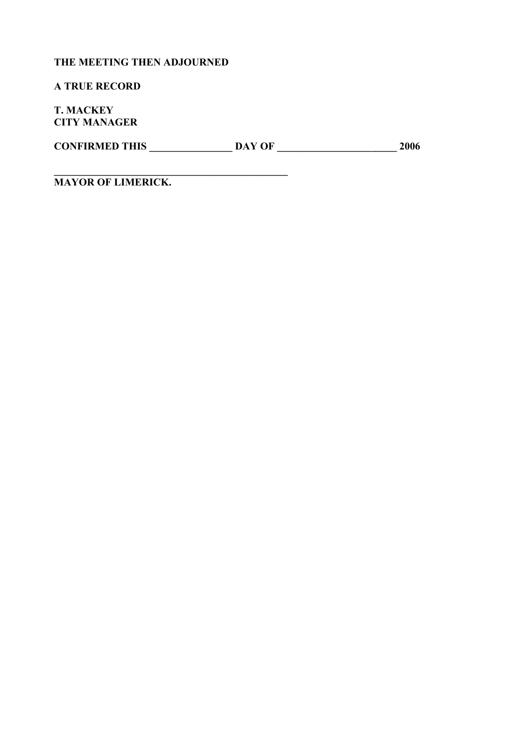**THE MEETING THEN ADJOURNED**

**A TRUE RECORD**

**T. MACKEY**
**CITY MANAGER**

**CONFIRMED THIS ________________ DAY OF _______________________ 2006**

**______________________________________________**
**MAYOR OF LIMERICK.**